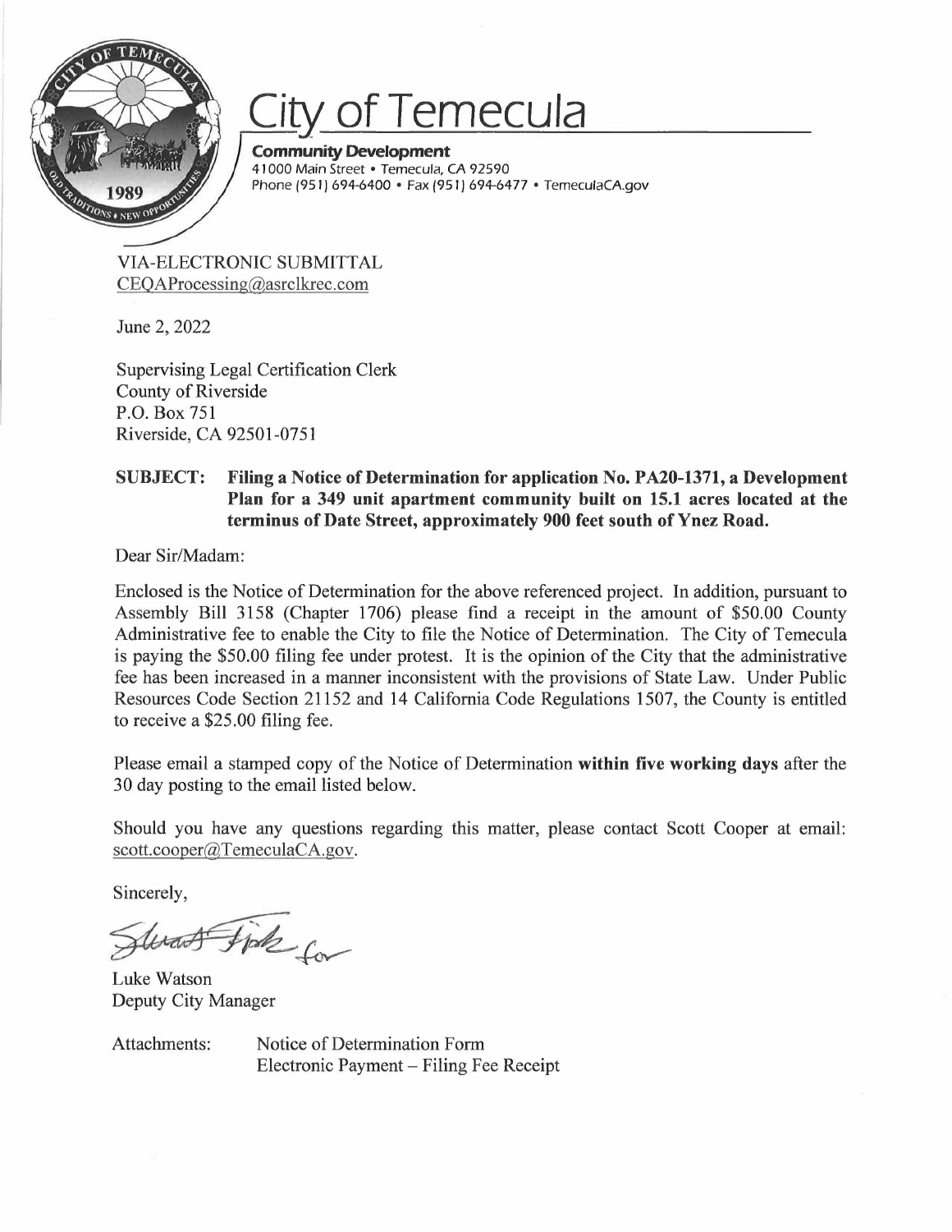# City of Temecula

**Community Development**
41000 Main Street • Temecula, CA 92590
Phone (951) 694-6400 • Fax (951) 694-6477 • TemeculaCA.gov

VIA-ELECTRONIC SUBMITTAL
CEQAProcessing@asrclkrec.com

June 2, 2022

Supervising Legal Certification Clerk
County of Riverside
P.O. Box 751
Riverside, CA 92501-0751

**SUBJECT: Filing a Notice of Determination for application No. PA20-1371, a Development Plan for a 349 unit apartment community built on 15.1 acres located at the terminus of Date Street, approximately 900 feet south of Ynez Road.**

Dear Sir/Madam:

Enclosed is the Notice of Determination for the above referenced project. In addition, pursuant to Assembly Bill 3158 (Chapter 1706) please find a receipt in the amount of $50.00 County Administrative fee to enable the City to file the Notice of Determination. The City of Temecula is paying the $50.00 filing fee under protest. It is the opinion of the City that the administrative fee has been increased in a manner inconsistent with the provisions of State Law. Under Public Resources Code Section 21152 and 14 California Code Regulations 1507, the County is entitled to receive a $25.00 filing fee.

Please email a stamped copy of the Notice of Determination **within five working days** after the 30 day posting to the email listed below.

Should you have any questions regarding this matter, please contact Scott Cooper at email: scott.cooper@TemeculaCA.gov.

Sincerely,

Stuart Fisk for

Luke Watson
Deputy City Manager

Attachments: Notice of Determination Form
Electronic Payment – Filing Fee Receipt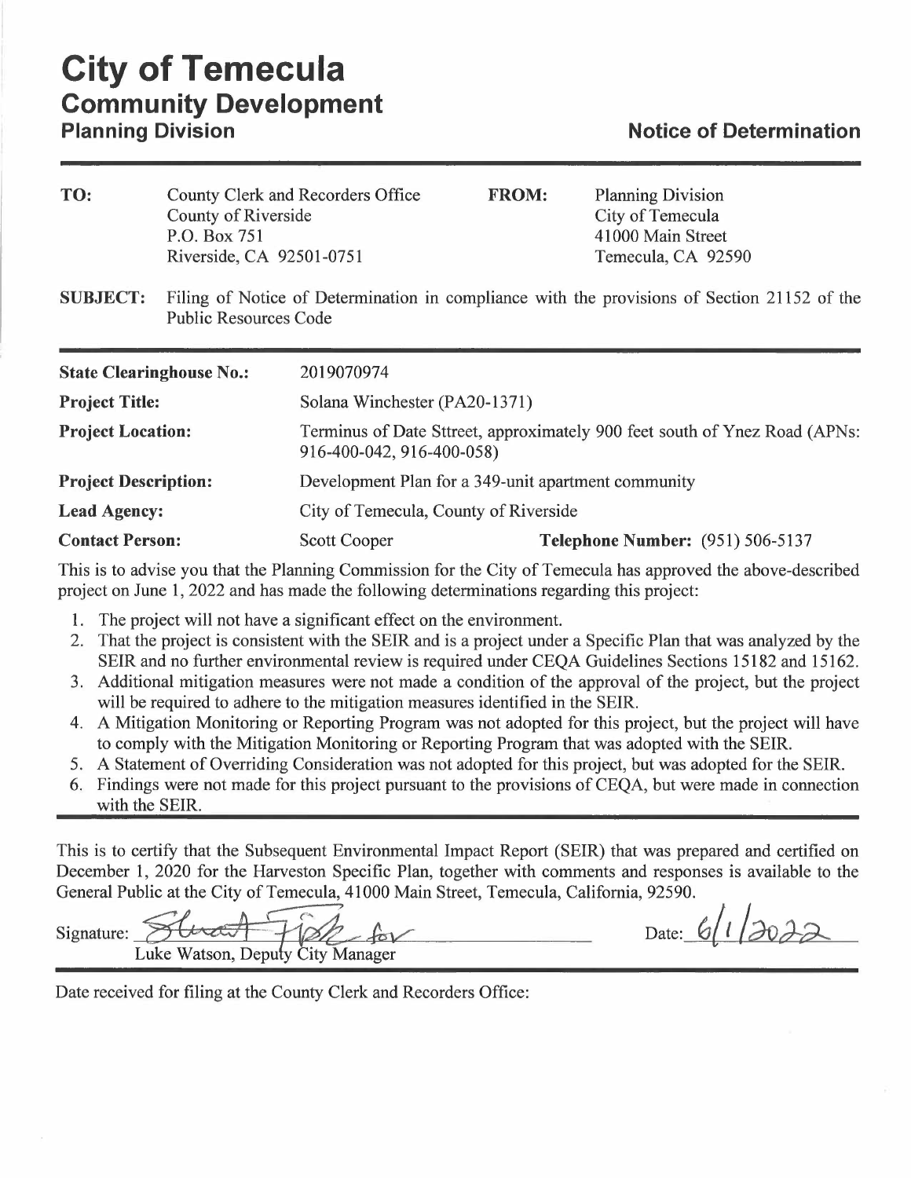# City of Temecula

## Community Development

### Planning Division

### Notice of Determination

| | | | |
|---|---|---|---|
| **TO:** | County Clerk and Recorders Office<br>County of Riverside<br>P.O. Box 751<br>Riverside, CA 92501-0751 | **FROM:** | Planning Division<br>City of Temecula<br>41000 Main Street<br>Temecula, CA 92590 |

**SUBJECT:** Filing of Notice of Determination in compliance with the provisions of Section 21152 of the Public Resources Code

| | |
|---|---|
| **State Clearinghouse No.:** | 2019070974 |
| **Project Title:** | Solana Winchester (PA20-1371) |
| **Project Location:** | Terminus of Date Sttreet, approximately 900 feet south of Ynez Road (APNs: 916-400-042, 916-400-058) |
| **Project Description:** | Development Plan for a 349-unit apartment community |
| **Lead Agency:** | City of Temecula, County of Riverside |
| **Contact Person:** | Scott Cooper **Telephone Number:** (951) 506-5137 |

This is to advise you that the Planning Commission for the City of Temecula has approved the above-described project on June 1, 2022 and has made the following determinations regarding this project:

1. The project will not have a significant effect on the environment.
2. That the project is consistent with the SEIR and is a project under a Specific Plan that was analyzed by the SEIR and no further environmental review is required under CEQA Guidelines Sections 15182 and 15162.
3. Additional mitigation measures were not made a condition of the approval of the project, but the project will be required to adhere to the mitigation measures identified in the SEIR.
4. A Mitigation Monitoring or Reporting Program was not adopted for this project, but the project will have to comply with the Mitigation Monitoring or Reporting Program that was adopted with the SEIR.
5. A Statement of Overriding Consideration was not adopted for this project, but was adopted for the SEIR.
6. Findings were not made for this project pursuant to the provisions of CEQA, but were made in connection with the SEIR.

This is to certify that the Subsequent Environmental Impact Report (SEIR) that was prepared and certified on December 1, 2020 for the Harveston Specific Plan, together with comments and responses is available to the General Public at the City of Temecula, 41000 Main Street, Temecula, California, 92590.

Signature: Stuart Fisk for
Luke Watson, Deputy City Manager

Date: 6/1/2022

Date received for filing at the County Clerk and Recorders Office: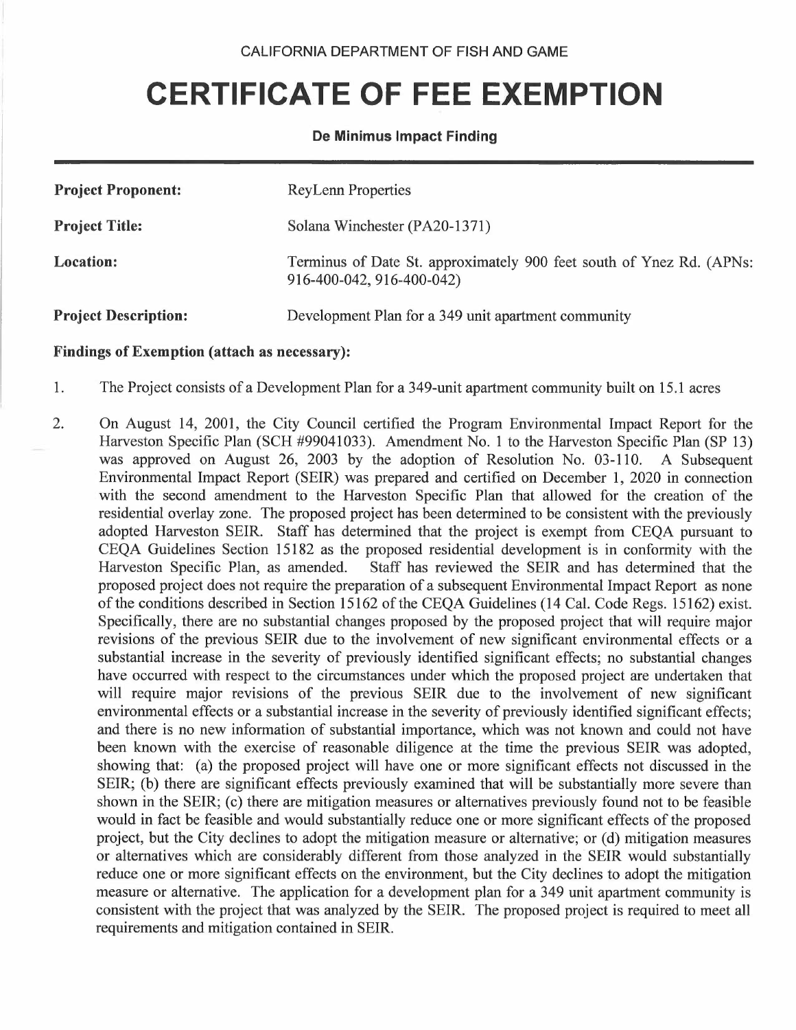CALIFORNIA DEPARTMENT OF FISH AND GAME

# CERTIFICATE OF FEE EXEMPTION

**De Minimus Impact Finding**

| | |
|---|---|
| **Project Proponent:** | ReyLenn Properties |
| **Project Title:** | Solana Winchester (PA20-1371) |
| **Location:** | Terminus of Date St. approximately 900 feet south of Ynez Rd. (APNs: 916-400-042, 916-400-042) |
| **Project Description:** | Development Plan for a 349 unit apartment community |

**Findings of Exemption (attach as necessary):**

1. The Project consists of a Development Plan for a 349-unit apartment community built on 15.1 acres

2. On August 14, 2001, the City Council certified the Program Environmental Impact Report for the Harveston Specific Plan (SCH #99041033). Amendment No. 1 to the Harveston Specific Plan (SP 13) was approved on August 26, 2003 by the adoption of Resolution No. 03-110. A Subsequent Environmental Impact Report (SEIR) was prepared and certified on December 1, 2020 in connection with the second amendment to the Harveston Specific Plan that allowed for the creation of the residential overlay zone. The proposed project has been determined to be consistent with the previously adopted Harveston SEIR. Staff has determined that the project is exempt from CEQA pursuant to CEQA Guidelines Section 15182 as the proposed residential development is in conformity with the Harveston Specific Plan, as amended. Staff has reviewed the SEIR and has determined that the proposed project does not require the preparation of a subsequent Environmental Impact Report as none of the conditions described in Section 15162 of the CEQA Guidelines (14 Cal. Code Regs. 15162) exist. Specifically, there are no substantial changes proposed by the proposed project that will require major revisions of the previous SEIR due to the involvement of new significant environmental effects or a substantial increase in the severity of previously identified significant effects; no substantial changes have occurred with respect to the circumstances under which the proposed project are undertaken that will require major revisions of the previous SEIR due to the involvement of new significant environmental effects or a substantial increase in the severity of previously identified significant effects; and there is no new information of substantial importance, which was not known and could not have been known with the exercise of reasonable diligence at the time the previous SEIR was adopted, showing that: (a) the proposed project will have one or more significant effects not discussed in the SEIR; (b) there are significant effects previously examined that will be substantially more severe than shown in the SEIR; (c) there are mitigation measures or alternatives previously found not to be feasible would in fact be feasible and would substantially reduce one or more significant effects of the proposed project, but the City declines to adopt the mitigation measure or alternative; or (d) mitigation measures or alternatives which are considerably different from those analyzed in the SEIR would substantially reduce one or more significant effects on the environment, but the City declines to adopt the mitigation measure or alternative. The application for a development plan for a 349 unit apartment community is consistent with the project that was analyzed by the SEIR. The proposed project is required to meet all requirements and mitigation contained in SEIR.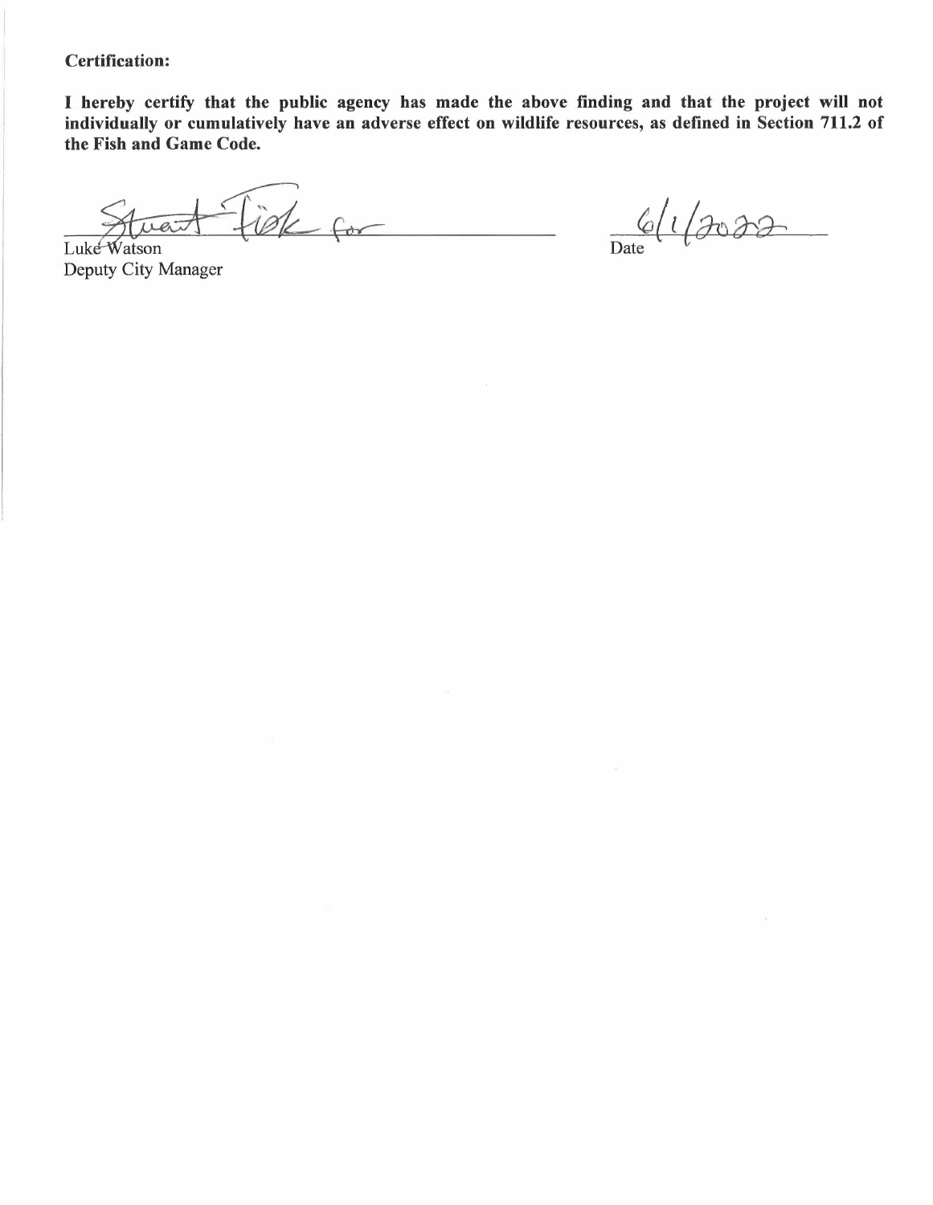**Certification:**

**I hereby certify that the public agency has made the above finding and that the project will not individually or cumulatively have an adverse effect on wildlife resources, as defined in Section 711.2 of the Fish and Game Code.**

Stuart Fisk for
Luke Watson
Deputy City Manager

6/1/2022
Date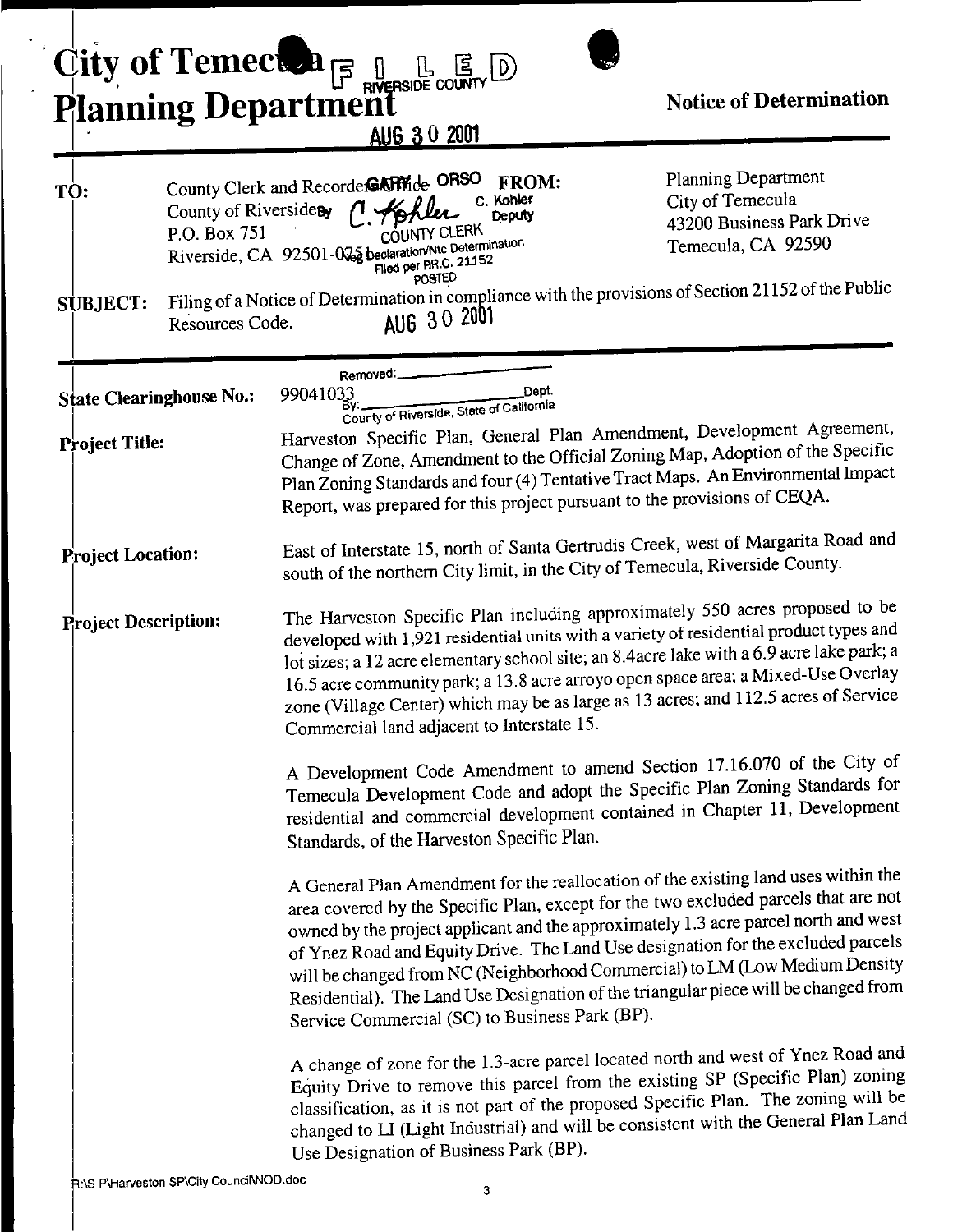# City of Temecula Planning Department

**Notice of Determination**

FILED
RIVERSIDE COUNTY
AUG 30 2001

**TO:** County Clerk and Recorders Office
County of Riverside
P.O. Box 751
Riverside, CA 92501-0751

GARY L. ORSO
By C. Kohler
C. Kohler Deputy
COUNTY CLERK
Neg Declaration/Ntc Determination
Filed per P.R.C. 21152
POSTED
AUG 30 2001

**FROM:** Planning Department
City of Temecula
43200 Business Park Drive
Temecula, CA 92590

**SUBJECT:** Filing of a Notice of Determination in compliance with the provisions of Section 21152 of the Public Resources Code.

Removed: \_\_\_\_\_\_\_\_\_\_
By: \_\_\_\_\_\_\_\_\_\_ Dept.
County of Riverside, State of California

**State Clearinghouse No.:** 99041033

**Project Title:** Harveston Specific Plan, General Plan Amendment, Development Agreement, Change of Zone, Amendment to the Official Zoning Map, Adoption of the Specific Plan Zoning Standards and four (4) Tentative Tract Maps. An Environmental Impact Report, was prepared for this project pursuant to the provisions of CEQA.

**Project Location:** East of Interstate 15, north of Santa Gertrudis Creek, west of Margarita Road and south of the northern City limit, in the City of Temecula, Riverside County.

**Project Description:** The Harveston Specific Plan including approximately 550 acres proposed to be developed with 1,921 residential units with a variety of residential product types and lot sizes; a 12 acre elementary school site; an 8.4acre lake with a 6.9 acre lake park; a 16.5 acre community park; a 13.8 acre arroyo open space area; a Mixed-Use Overlay zone (Village Center) which may be as large as 13 acres; and 112.5 acres of Service Commercial land adjacent to Interstate 15.

A Development Code Amendment to amend Section 17.16.070 of the City of Temecula Development Code and adopt the Specific Plan Zoning Standards for residential and commercial development contained in Chapter 11, Development Standards, of the Harveston Specific Plan.

A General Plan Amendment for the reallocation of the existing land uses within the area covered by the Specific Plan, except for the two excluded parcels that are not owned by the project applicant and the approximately 1.3 acre parcel north and west of Ynez Road and Equity Drive. The Land Use designation for the excluded parcels will be changed from NC (Neighborhood Commercial) to LM (Low Medium Density Residential). The Land Use Designation of the triangular piece will be changed from Service Commercial (SC) to Business Park (BP).

A change of zone for the 1.3-acre parcel located north and west of Ynez Road and Equity Drive to remove this parcel from the existing SP (Specific Plan) zoning classification, as it is not part of the proposed Specific Plan. The zoning will be changed to LI (Light Industrial) and will be consistent with the General Plan Land Use Designation of Business Park (BP).

R:\S P\Harveston SP\City Council\NOD.doc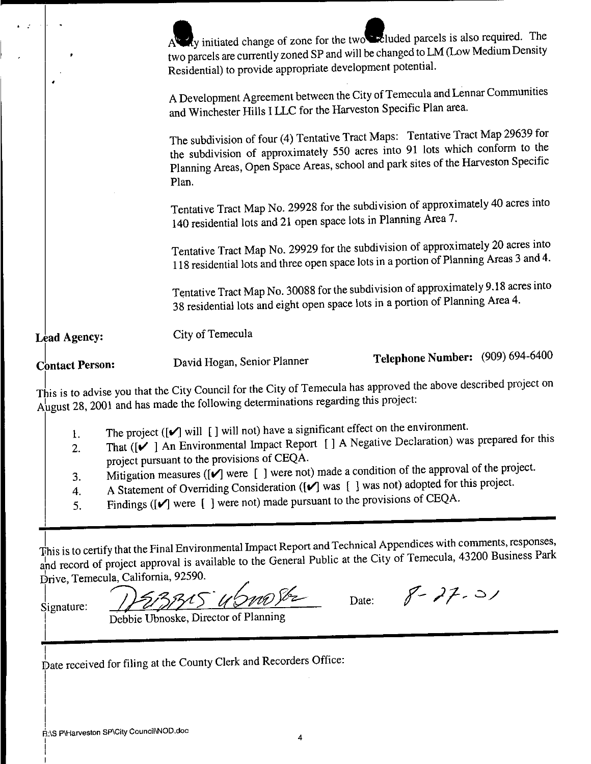A City initiated change of zone for the two excluded parcels is also required. The two parcels are currently zoned SP and will be changed to LM (Low Medium Density Residential) to provide appropriate development potential.

A Development Agreement between the City of Temecula and Lennar Communities and Winchester Hills I LLC for the Harveston Specific Plan area.

The subdivision of four (4) Tentative Tract Maps: Tentative Tract Map 29639 for the subdivision of approximately 550 acres into 91 lots which conform to the Planning Areas, Open Space Areas, school and park sites of the Harveston Specific Plan.

Tentative Tract Map No. 29928 for the subdivision of approximately 40 acres into 140 residential lots and 21 open space lots in Planning Area 7.

Tentative Tract Map No. 29929 for the subdivision of approximately 20 acres into 118 residential lots and three open space lots in a portion of Planning Areas 3 and 4.

Tentative Tract Map No. 30088 for the subdivision of approximately 9.18 acres into 38 residential lots and eight open space lots in a portion of Planning Area 4.

**Lead Agency:** City of Temecula

**Contact Person:** David Hogan, Senior Planner **Telephone Number:** (909) 694-6400

This is to advise you that the City Council for the City of Temecula has approved the above described project on August 28, 2001 and has made the following determinations regarding this project:

1. The project ([✔] will [ ] will not) have a significant effect on the environment.
2. That ([✔ ] An Environmental Impact Report [ ] A Negative Declaration) was prepared for this project pursuant to the provisions of CEQA.
3. Mitigation measures ([✔] were [ ] were not) made a condition of the approval of the project.
4. A Statement of Overriding Consideration ([✔] was [ ] was not) adopted for this project.
5. Findings ([✔] were [ ] were not) made pursuant to the provisions of CEQA.

---

This is to certify that the Final Environmental Impact Report and Technical Appendices with comments, responses, and record of project approval is available to the General Public at the City of Temecula, 43200 Business Park Drive, Temecula, California, 92590.

Signature: Debbie Ubnoske Date: 8-27-01

Debbie Ubnoske, Director of Planning

---

Date received for filing at the County Clerk and Recorders Office:

R:\S P\Harveston SP\City Council\NOD.doc